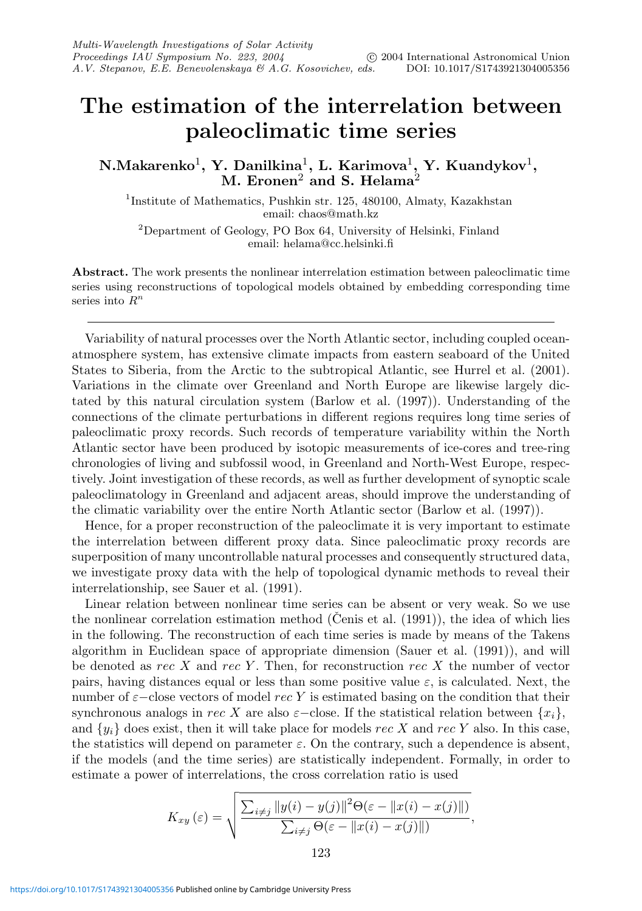# The estimation of the interrelation between paleoclimatic time series

**N.Makarenko[1], Y. Danilkina[1], L. Karimova[1], Y. Kuandykov[1], M. Eronen[2] and S. Helama[2]**

[1]Institute of Mathematics, Pushkin str. 125, 480100, Almaty, Kazakhstan
email: chaos@math.kz

[2]Department of Geology, PO Box 64, University of Helsinki, Finland
email: helama@cc.helsinki.fi

**Abstract.** The work presents the nonlinear interrelation estimation between paleoclimatic time series using reconstructions of topological models obtained by embedding corresponding time series into $R^n$

---

Variability of natural processes over the North Atlantic sector, including coupled ocean-atmosphere system, has extensive climate impacts from eastern seaboard of the United States to Siberia, from the Arctic to the subtropical Atlantic, see Hurrel et al. (2001). Variations in the climate over Greenland and North Europe are likewise largely dictated by this natural circulation system (Barlow et al. (1997)). Understanding of the connections of the climate perturbations in different regions requires long time series of paleoclimatic proxy records. Such records of temperature variability within the North Atlantic sector have been produced by isotopic measurements of ice-cores and tree-ring chronologies of living and subfossil wood, in Greenland and North-West Europe, respectively. Joint investigation of these records, as well as further development of synoptic scale paleoclimatology in Greenland and adjacent areas, should improve the understanding of the climatic variability over the entire North Atlantic sector (Barlow et al. (1997)).

Hence, for a proper reconstruction of the paleoclimate it is very important to estimate the interrelation between different proxy data. Since paleoclimatic proxy records are superposition of many uncontrollable natural processes and consequently structured data, we investigate proxy data with the help of topological dynamic methods to reveal their interrelationship, see Sauer et al. (1991).

Linear relation between nonlinear time series can be absent or very weak. So we use the nonlinear correlation estimation method (Čenis et al. (1991)), the idea of which lies in the following. The reconstruction of each time series is made by means of the Takens algorithm in Euclidean space of appropriate dimension (Sauer et al. (1991)), and will be denoted as *rec X* and *rec Y*. Then, for reconstruction *rec X* the number of vector pairs, having distances equal or less than some positive value $\varepsilon$, is calculated. Next, the number of $\varepsilon-$close vectors of model *rec Y* is estimated basing on the condition that their synchronous analogs in *rec X* are also $\varepsilon-$close. If the statistical relation between $\{x_i\}$, and $\{y_i\}$ does exist, then it will take place for models *rec X* and *rec Y* also. In this case, the statistics will depend on parameter $\varepsilon$. On the contrary, such a dependence is absent, if the models (and the time series) are statistically independent. Formally, in order to estimate a power of interrelations, the cross correlation ratio is used

$$K_{xy}(\varepsilon) = \sqrt{\frac{\sum_{i \neq j} \|y(i) - y(j)\|^2 \Theta(\varepsilon - \|x(i) - x(j)\|)}{\sum_{i \neq j} \Theta(\varepsilon - \|x(i) - x(j)\|)}},$$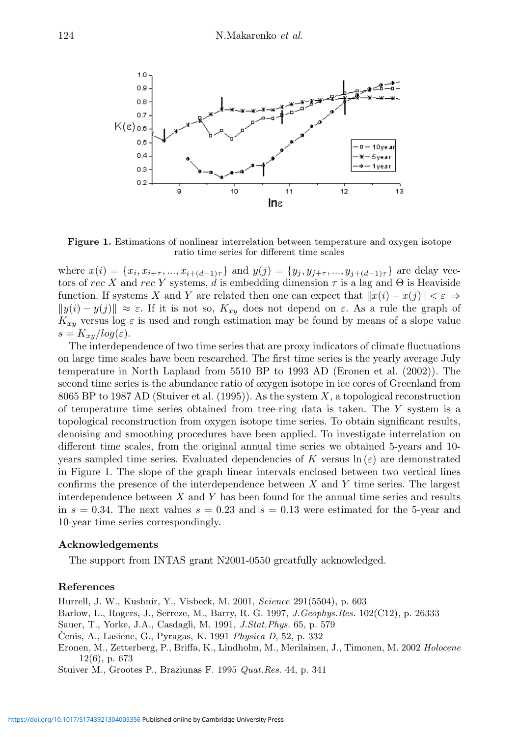1.0
0.9
0.8
0.7
K(ε) 0.6
0.5
0.4
0.3
0.2

9 10 11 12 13

lnε

10year
5year
1year

**Figure 1.** Estimations of nonlinear interrelation between temperature and oxygen isotope ratio time series for different time scales

where $x(i) = \{x_i, x_{i+\tau}, ..., x_{i+(d-1)\tau}\}$ and $y(j) = \{y_j, y_{j+\tau}, ..., y_{j+(d-1)\tau}\}$ are delay vectors of *rec X* and *rec Y* systems, $d$ is embedding dimension $\tau$ is a lag and $\Theta$ is Heaviside function. If systems $X$ and $Y$ are related then one can expect that $\|x(i) - x(j)\| < \varepsilon \Rightarrow \|y(i) - y(j)\| \approx \varepsilon$. If it is not so, $K_{xy}$ does not depend on $\varepsilon$. As a rule the graph of $K_{xy}$ versus log $\varepsilon$ is used and rough estimation may be found by means of a slope value $s = K_{xy}/log(\varepsilon)$.

The interdependence of two time series that are proxy indicators of climate fluctuations on large time scales have been researched. The first time series is the yearly average July temperature in North Lapland from 5510 BP to 1993 AD (Eronen et al. (2002)). The second time series is the abundance ratio of oxygen isotope in ice cores of Greenland from 8065 BP to 1987 AD (Stuiver et al. (1995)). As the system $X$, a topological reconstruction of temperature time series obtained from tree-ring data is taken. The $Y$ system is a topological reconstruction from oxygen isotope time series. To obtain significant results, denoising and smoothing procedures have been applied. To investigate interrelation on different time scales, from the original annual time series we obtained 5-years and 10-years sampled time series. Evaluated dependencies of $K$ versus $\ln(\varepsilon)$ are demonstrated in Figure 1. The slope of the graph linear intervals enclosed between two vertical lines confirms the presence of the interdependence between $X$ and $Y$ time series. The largest interdependence between $X$ and $Y$ has been found for the annual time series and results in $s = 0.34$. The next values $s = 0.23$ and $s = 0.13$ were estimated for the 5-year and 10-year time series correspondingly.

## Acknowledgements

The support from INTAS grant N2001-0550 greatfully acknowledged.

## References

Hurrell, J. W., Kushnir, Y., Visbeck, M. 2001, *Science* 291(5504), p. 603

Barlow, L., Rogers, J., Serreze, M., Barry, R. G. 1997, *J.Geophys.Res.* 102(C12), p. 26333

Sauer, T., Yorke, J.A., Casdagli, M. 1991, *J.Stat.Phys.* 65, p. 579

Čenis, A., Lasiene, G., Pyragas, K. 1991 *Physica D*, 52, p. 332

Eronen, M., Zetterberg, P., Briffa, K., Lindholm, M., Merilainen, J., Timonen, M. 2002 *Holocene* 12(6), p. 673

Stuiver M., Grootes P., Braziunas F. 1995 *Quat.Res.* 44, p. 341